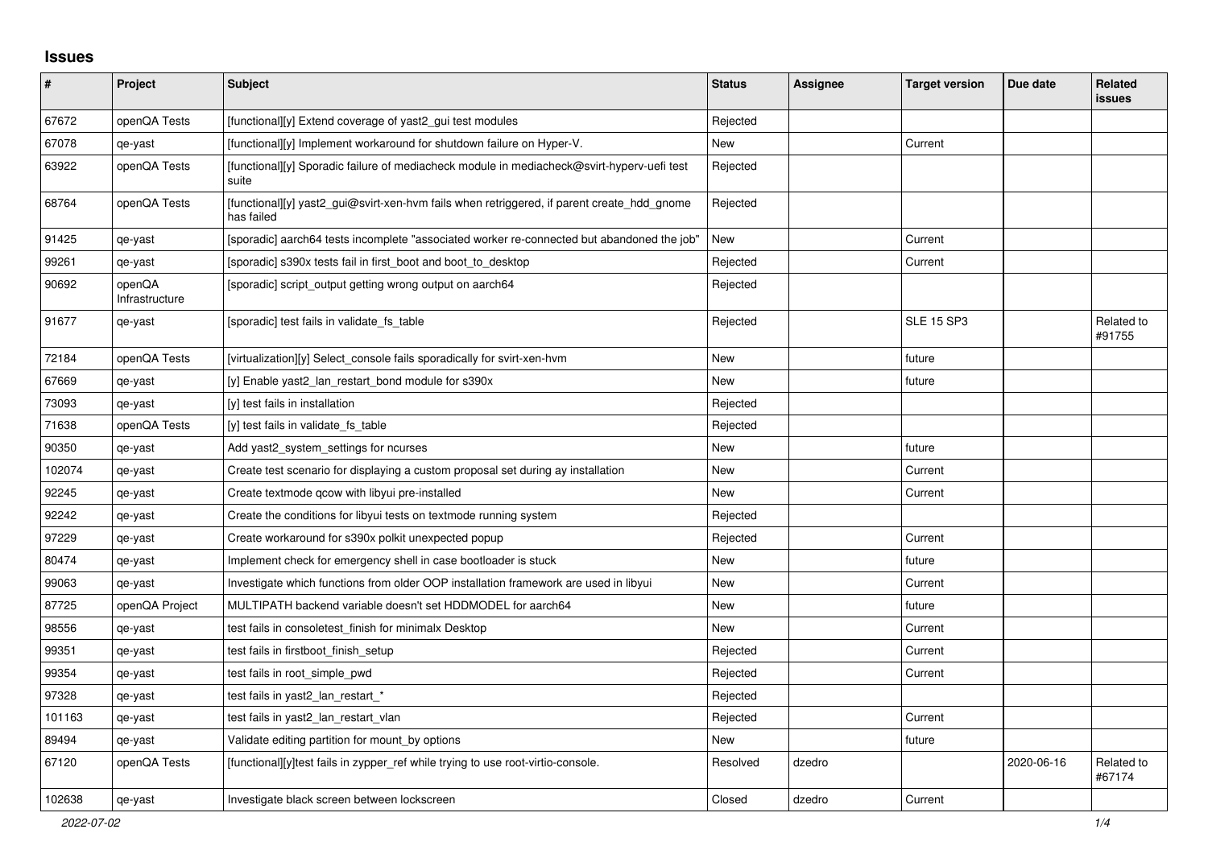## Issues

| # | Project | Subject | Status | Assignee | Target version | Due date | Related issues |
|---|---|---|---|---|---|---|---|
| 67672 | openQA Tests | [functional][y] Extend coverage of yast2_gui test modules | Rejected | | | | |
| 67078 | qe-yast | [functional][y] Implement workaround for shutdown failure on Hyper-V. | New | | Current | | |
| 63922 | openQA Tests | [functional][y] Sporadic failure of mediacheck module in mediacheck@svirt-hyperv-uefi test suite | Rejected | | | | |
| 68764 | openQA Tests | [functional][y] yast2_gui@svirt-xen-hvm fails when retriggered, if parent create_hdd_gnome has failed | Rejected | | | | |
| 91425 | qe-yast | [sporadic] aarch64 tests incomplete "associated worker re-connected but abandoned the job" | New | | Current | | |
| 99261 | qe-yast | [sporadic] s390x tests fail in first_boot and boot_to_desktop | Rejected | | Current | | |
| 90692 | openQA Infrastructure | [sporadic] script_output getting wrong output on aarch64 | Rejected | | | | |
| 91677 | qe-yast | [sporadic] test fails in validate_fs_table | Rejected | | SLE 15 SP3 | | Related to #91755 |
| 72184 | openQA Tests | [virtualization][y] Select_console fails sporadically for svirt-xen-hvm | New | | future | | |
| 67669 | qe-yast | [y] Enable yast2_lan_restart_bond module for s390x | New | | future | | |
| 73093 | qe-yast | [y] test fails in installation | Rejected | | | | |
| 71638 | openQA Tests | [y] test fails in validate_fs_table | Rejected | | | | |
| 90350 | qe-yast | Add yast2_system_settings for ncurses | New | | future | | |
| 102074 | qe-yast | Create test scenario for displaying a custom proposal set during ay installation | New | | Current | | |
| 92245 | qe-yast | Create textmode qcow with libyui pre-installed | New | | Current | | |
| 92242 | qe-yast | Create the conditions for libyui tests on textmode running system | Rejected | | | | |
| 97229 | qe-yast | Create workaround for s390x polkit unexpected popup | Rejected | | Current | | |
| 80474 | qe-yast | Implement check for emergency shell in case bootloader is stuck | New | | future | | |
| 99063 | qe-yast | Investigate which functions from older OOP installation framework are used in libyui | New | | Current | | |
| 87725 | openQA Project | MULTIPATH backend variable doesn't set HDDMODEL for aarch64 | New | | future | | |
| 98556 | qe-yast | test fails in consoletest_finish for minimalx Desktop | New | | Current | | |
| 99351 | qe-yast | test fails in firstboot_finish_setup | Rejected | | Current | | |
| 99354 | qe-yast | test fails in root_simple_pwd | Rejected | | Current | | |
| 97328 | qe-yast | test fails in yast2_lan_restart_* | Rejected | | | | |
| 101163 | qe-yast | test fails in yast2_lan_restart_vlan | Rejected | | Current | | |
| 89494 | qe-yast | Validate editing partition for mount_by options | New | | future | | |
| 67120 | openQA Tests | [functional][y]test fails in zypper_ref while trying to use root-virtio-console. | Resolved | dzedro | | 2020-06-16 | Related to #67174 |
| 102638 | qe-yast | Investigate black screen between lockscreen | Closed | dzedro | Current | | |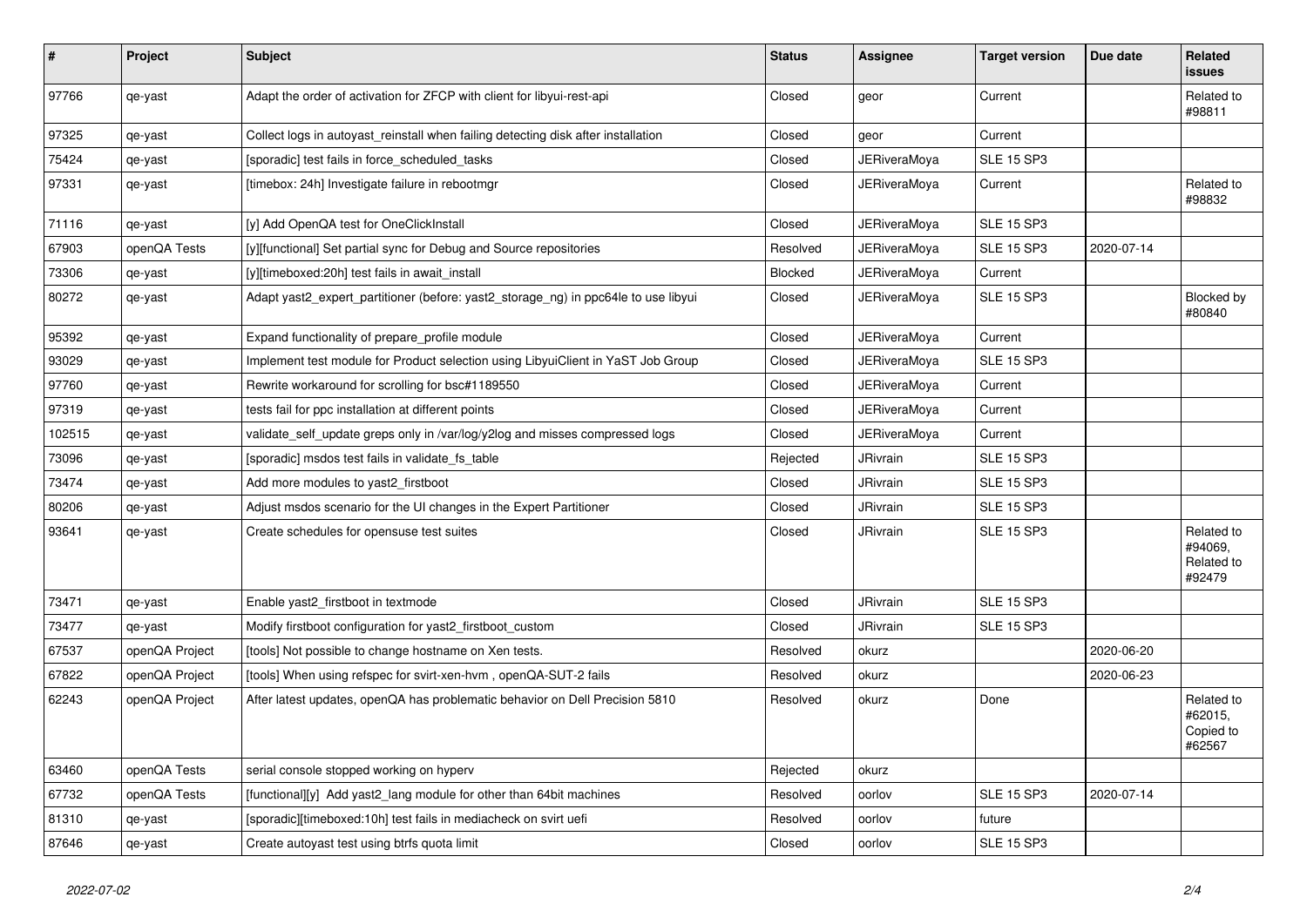| # | Project | Subject | Status | Assignee | Target version | Due date | Related issues |
|---|---|---|---|---|---|---|---|
| 97766 | qe-yast | Adapt the order of activation for ZFCP with client for libyui-rest-api | Closed | geor | Current | | Related to #98811 |
| 97325 | qe-yast | Collect logs in autoyast_reinstall when failing detecting disk after installation | Closed | geor | Current | | |
| 75424 | qe-yast | [sporadic] test fails in force_scheduled_tasks | Closed | JERiveraMoya | SLE 15 SP3 | | |
| 97331 | qe-yast | [timebox: 24h] Investigate failure in rebootmgr | Closed | JERiveraMoya | Current | | Related to #98832 |
| 71116 | qe-yast | [y] Add OpenQA test for OneClickInstall | Closed | JERiveraMoya | SLE 15 SP3 | | |
| 67903 | openQA Tests | [y][functional] Set partial sync for Debug and Source repositories | Resolved | JERiveraMoya | SLE 15 SP3 | 2020-07-14 | |
| 73306 | qe-yast | [y][timeboxed:20h] test fails in await_install | Blocked | JERiveraMoya | Current | | |
| 80272 | qe-yast | Adapt yast2_expert_partitioner (before: yast2_storage_ng) in ppc64le to use libyui | Closed | JERiveraMoya | SLE 15 SP3 | | Blocked by #80840 |
| 95392 | qe-yast | Expand functionality of prepare_profile module | Closed | JERiveraMoya | Current | | |
| 93029 | qe-yast | Implement test module for Product selection using LibyuiClient in YaST Job Group | Closed | JERiveraMoya | SLE 15 SP3 | | |
| 97760 | qe-yast | Rewrite workaround for scrolling for bsc#1189550 | Closed | JERiveraMoya | Current | | |
| 97319 | qe-yast | tests fail for ppc installation at different points | Closed | JERiveraMoya | Current | | |
| 102515 | qe-yast | validate_self_update greps only in /var/log/y2log and misses compressed logs | Closed | JERiveraMoya | Current | | |
| 73096 | qe-yast | [sporadic] msdos test fails in validate_fs_table | Rejected | JRivrain | SLE 15 SP3 | | |
| 73474 | qe-yast | Add more modules to yast2_firstboot | Closed | JRivrain | SLE 15 SP3 | | |
| 80206 | qe-yast | Adjust msdos scenario for the UI changes in the Expert Partitioner | Closed | JRivrain | SLE 15 SP3 | | |
| 93641 | qe-yast | Create schedules for opensuse test suites | Closed | JRivrain | SLE 15 SP3 | | Related to #94069, Related to #92479 |
| 73471 | qe-yast | Enable yast2_firstboot in textmode | Closed | JRivrain | SLE 15 SP3 | | |
| 73477 | qe-yast | Modify firstboot configuration for yast2_firstboot_custom | Closed | JRivrain | SLE 15 SP3 | | |
| 67537 | openQA Project | [tools] Not possible to change hostname on Xen tests. | Resolved | okurz | | 2020-06-20 | |
| 67822 | openQA Project | [tools] When using refspec for svirt-xen-hvm , openQA-SUT-2 fails | Resolved | okurz | | 2020-06-23 | |
| 62243 | openQA Project | After latest updates, openQA has problematic behavior on Dell Precision 5810 | Resolved | okurz | Done | | Related to #62015, Copied to #62567 |
| 63460 | openQA Tests | serial console stopped working on hyperv | Rejected | okurz | | | |
| 67732 | openQA Tests | [functional][y] Add yast2_lang module for other than 64bit machines | Resolved | oorlov | SLE 15 SP3 | 2020-07-14 | |
| 81310 | qe-yast | [sporadic][timeboxed:10h] test fails in mediacheck on svirt uefi | Resolved | oorlov | future | | |
| 87646 | qe-yast | Create autoyast test using btrfs quota limit | Closed | oorlov | SLE 15 SP3 | | |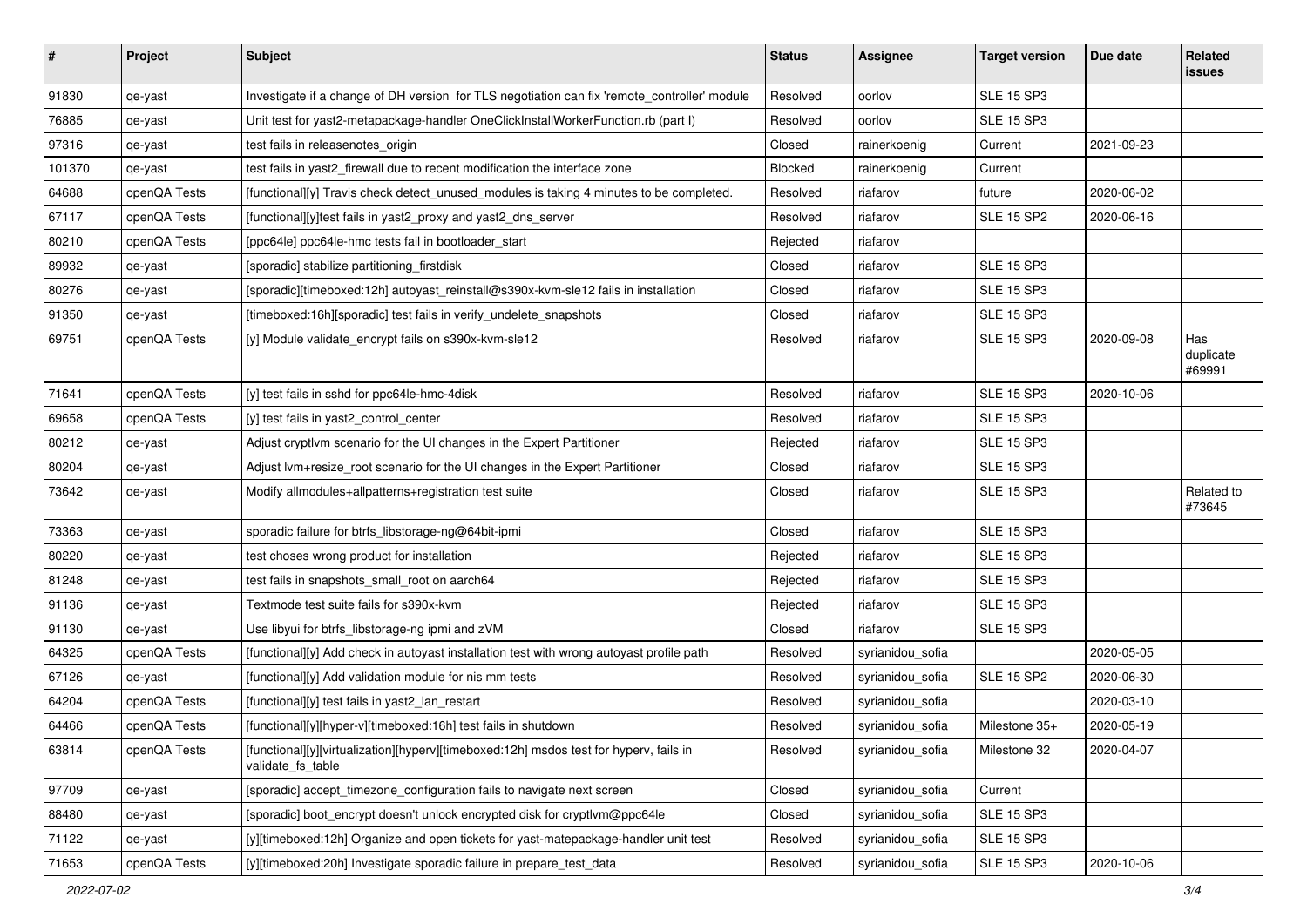| # | Project | Subject | Status | Assignee | Target version | Due date | Related issues |
|---|---|---|---|---|---|---|---|
| 91830 | qe-yast | Investigate if a change of DH version for TLS negotiation can fix 'remote_controller' module | Resolved | oorlov | SLE 15 SP3 | | |
| 76885 | qe-yast | Unit test for yast2-metapackage-handler OneClickInstallWorkerFunction.rb (part I) | Resolved | oorlov | SLE 15 SP3 | | |
| 97316 | qe-yast | test fails in releasenotes_origin | Closed | rainerkoenig | Current | 2021-09-23 | |
| 101370 | qe-yast | test fails in yast2_firewall due to recent modification the interface zone | Blocked | rainerkoenig | Current | | |
| 64688 | openQA Tests | [functional][y] Travis check detect_unused_modules is taking 4 minutes to be completed. | Resolved | riafarov | future | 2020-06-02 | |
| 67117 | openQA Tests | [functional][y]test fails in yast2_proxy and yast2_dns_server | Resolved | riafarov | SLE 15 SP2 | 2020-06-16 | |
| 80210 | openQA Tests | [ppc64le] ppc64le-hmc tests fail in bootloader_start | Rejected | riafarov | | | |
| 89932 | qe-yast | [sporadic] stabilize partitioning_firstdisk | Closed | riafarov | SLE 15 SP3 | | |
| 80276 | qe-yast | [sporadic][timeboxed:12h] autoyast_reinstall@s390x-kvm-sle12 fails in installation | Closed | riafarov | SLE 15 SP3 | | |
| 91350 | qe-yast | [timeboxed:16h][sporadic] test fails in verify_undelete_snapshots | Closed | riafarov | SLE 15 SP3 | | |
| 69751 | openQA Tests | [y] Module validate_encrypt fails on s390x-kvm-sle12 | Resolved | riafarov | SLE 15 SP3 | 2020-09-08 | Has duplicate #69991 |
| 71641 | openQA Tests | [y] test fails in sshd for ppc64le-hmc-4disk | Resolved | riafarov | SLE 15 SP3 | 2020-10-06 | |
| 69658 | openQA Tests | [y] test fails in yast2_control_center | Resolved | riafarov | SLE 15 SP3 | | |
| 80212 | qe-yast | Adjust cryptlvm scenario for the UI changes in the Expert Partitioner | Rejected | riafarov | SLE 15 SP3 | | |
| 80204 | qe-yast | Adjust lvm+resize_root scenario for the UI changes in the Expert Partitioner | Closed | riafarov | SLE 15 SP3 | | |
| 73642 | qe-yast | Modify allmodules+allpatterns+registration test suite | Closed | riafarov | SLE 15 SP3 | | Related to #73645 |
| 73363 | qe-yast | sporadic failure for btrfs_libstorage-ng@64bit-ipmi | Closed | riafarov | SLE 15 SP3 | | |
| 80220 | qe-yast | test choses wrong product for installation | Rejected | riafarov | SLE 15 SP3 | | |
| 81248 | qe-yast | test fails in snapshots_small_root on aarch64 | Rejected | riafarov | SLE 15 SP3 | | |
| 91136 | qe-yast | Textmode test suite fails for s390x-kvm | Rejected | riafarov | SLE 15 SP3 | | |
| 91130 | qe-yast | Use libyui for btrfs_libstorage-ng ipmi and zVM | Closed | riafarov | SLE 15 SP3 | | |
| 64325 | openQA Tests | [functional][y] Add check in autoyast installation test with wrong autoyast profile path | Resolved | syrianidou_sofia | | 2020-05-05 | |
| 67126 | qe-yast | [functional][y] Add validation module for nis mm tests | Resolved | syrianidou_sofia | SLE 15 SP2 | 2020-06-30 | |
| 64204 | openQA Tests | [functional][y] test fails in yast2_lan_restart | Resolved | syrianidou_sofia | | 2020-03-10 | |
| 64466 | openQA Tests | [functional][y][hyper-v][timeboxed:16h] test fails in shutdown | Resolved | syrianidou_sofia | Milestone 35+ | 2020-05-19 | |
| 63814 | openQA Tests | [functional][y][virtualization][hyperv][timeboxed:12h] msdos test for hyperv, fails in validate_fs_table | Resolved | syrianidou_sofia | Milestone 32 | 2020-04-07 | |
| 97709 | qe-yast | [sporadic] accept_timezone_configuration fails to navigate next screen | Closed | syrianidou_sofia | Current | | |
| 88480 | qe-yast | [sporadic] boot_encrypt doesn't unlock encrypted disk for cryptlvm@ppc64le | Closed | syrianidou_sofia | SLE 15 SP3 | | |
| 71122 | qe-yast | [y][timeboxed:12h] Organize and open tickets for yast-matepackage-handler unit test | Resolved | syrianidou_sofia | SLE 15 SP3 | | |
| 71653 | openQA Tests | [y][timeboxed:20h] Investigate sporadic failure in prepare_test_data | Resolved | syrianidou_sofia | SLE 15 SP3 | 2020-10-06 | |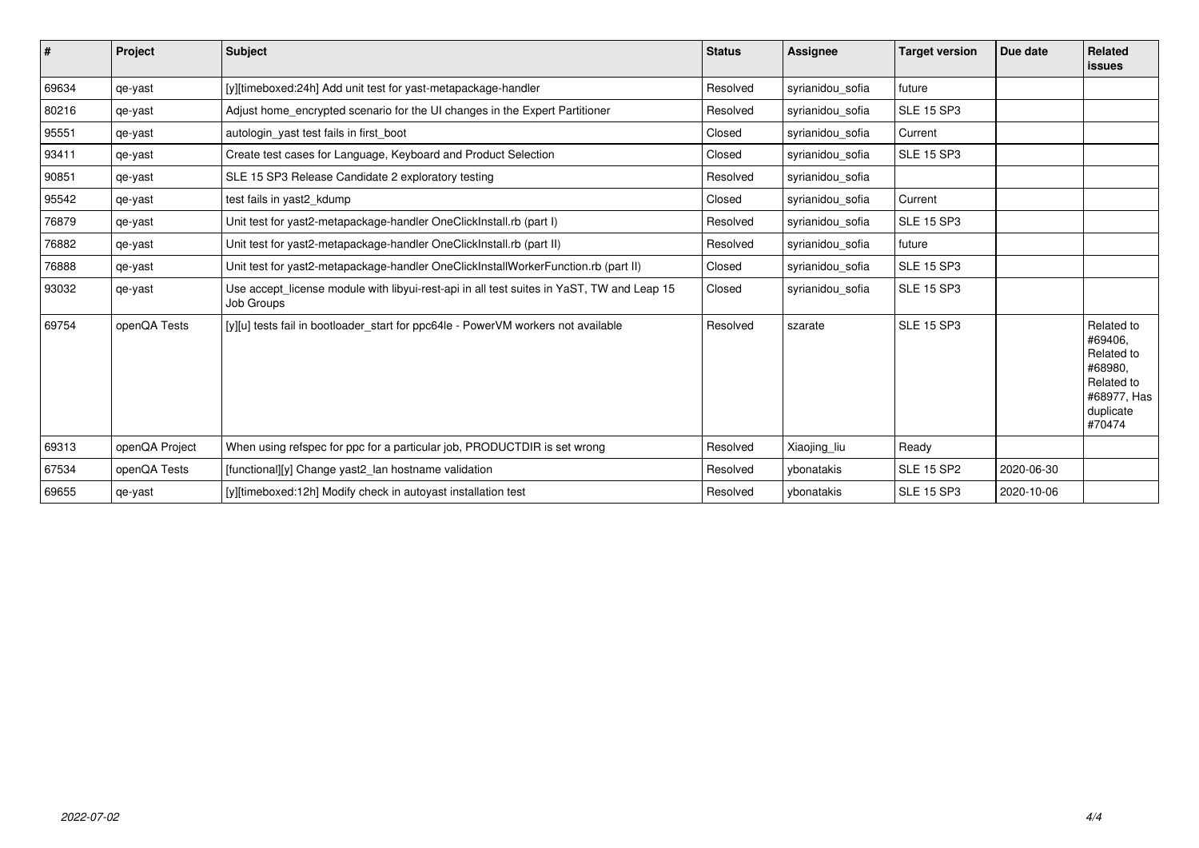| # | Project | Subject | Status | Assignee | Target version | Due date | Related issues |
|---|---|---|---|---|---|---|---|
| 69634 | qe-yast | [y][timeboxed:24h] Add unit test for yast-metapackage-handler | Resolved | syrianidou_sofia | future | | |
| 80216 | qe-yast | Adjust home_encrypted scenario for the UI changes in the Expert Partitioner | Resolved | syrianidou_sofia | SLE 15 SP3 | | |
| 95551 | qe-yast | autologin_yast test fails in first_boot | Closed | syrianidou_sofia | Current | | |
| 93411 | qe-yast | Create test cases for Language, Keyboard and Product Selection | Closed | syrianidou_sofia | SLE 15 SP3 | | |
| 90851 | qe-yast | SLE 15 SP3 Release Candidate 2 exploratory testing | Resolved | syrianidou_sofia | | | |
| 95542 | qe-yast | test fails in yast2_kdump | Closed | syrianidou_sofia | Current | | |
| 76879 | qe-yast | Unit test for yast2-metapackage-handler OneClickInstall.rb (part I) | Resolved | syrianidou_sofia | SLE 15 SP3 | | |
| 76882 | qe-yast | Unit test for yast2-metapackage-handler OneClickInstall.rb (part II) | Resolved | syrianidou_sofia | future | | |
| 76888 | qe-yast | Unit test for yast2-metapackage-handler OneClickInstallWorkerFunction.rb (part II) | Closed | syrianidou_sofia | SLE 15 SP3 | | |
| 93032 | qe-yast | Use accept_license module with libyui-rest-api in all test suites in YaST, TW and Leap 15 Job Groups | Closed | syrianidou_sofia | SLE 15 SP3 | | |
| 69754 | openQA Tests | [y][u] tests fail in bootloader_start for ppc64le - PowerVM workers not available | Resolved | szarate | SLE 15 SP3 | | Related to #69406, Related to #68980, Related to #68977, Has duplicate #70474 |
| 69313 | openQA Project | When using refspec for ppc for a particular job, PRODUCTDIR is set wrong | Resolved | Xiaojing_liu | Ready | | |
| 67534 | openQA Tests | [functional][y] Change yast2_lan hostname validation | Resolved | ybonatakis | SLE 15 SP2 | 2020-06-30 | |
| 69655 | qe-yast | [y][timeboxed:12h] Modify check in autoyast installation test | Resolved | ybonatakis | SLE 15 SP3 | 2020-10-06 | |